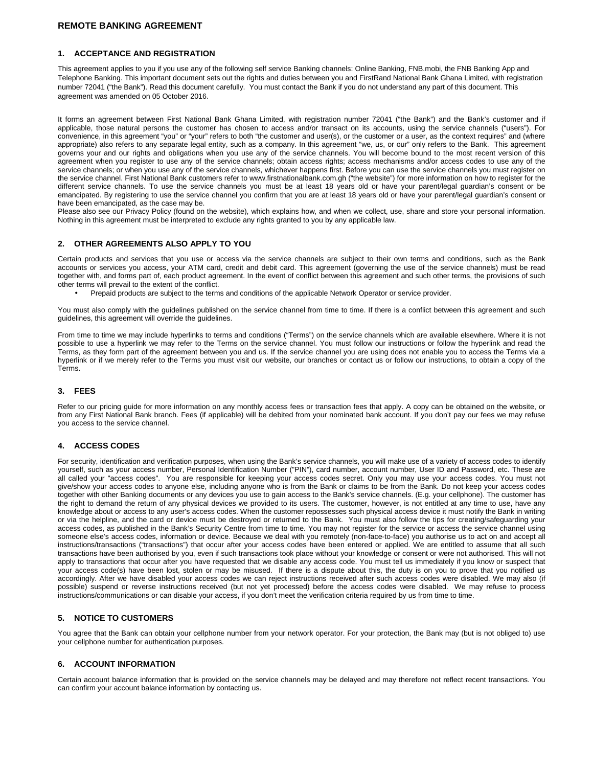# REMOTE BANKING AGREEMENT

## 1. ACCEPTANCE AND REGISTRATION

This agreement applies to you if you use any of the following self service Banking channels: Online Banking, FNB.mobi, the FNB Banking App and Telephone Banking. This important document sets out the rights and duties between you and FirstRand National Bank Ghana Limited, with registration number 72041 ("the Bank"). Read this document carefully. You must contact the Bank if you do not understand any part of this document. This agreement was amended on 05 October 2016.

It forms an agreement between First National Bank Ghana Limited, with registration number 72041 ("the Bank") and the Bank's customer and if applicable, those natural persons the customer has chosen to access and/or transact on its accounts, using the service channels ("users"). For convenience, in this agreement "you" or "your" refers to both "the customer and user(s), or the customer or a user, as the context requires" and (where appropriate) also refers to any separate legal entity, such as a company. In this agreement "we, us, or our" only refers to the Bank. This agreement governs your and our rights and obligations when you use any of the service channels. You will become bound to the most recent version of this agreement when you register to use any of the service channels; obtain access rights; access mechanisms and/or access codes to use any of the service channels; or when you use any of the service channels, whichever happens first. Before you can use the service channels you must register on the service channel. First National Bank customers refer to www.firstnationalbank.com.gh ("the website") for more information on how to register for the different service channels. To use the service channels you must be at least 18 years old or have your parent/legal guardian's consent or be emancipated. By registering to use the service channel you confirm that you are at least 18 years old or have your parent/legal guardian's consent or have been emancipated, as the case may be.
Please also see our Privacy Policy (found on the website), which explains how, and when we collect, use, share and store your personal information. Nothing in this agreement must be interpreted to exclude any rights granted to you by any applicable law.

## 2. OTHER AGREEMENTS ALSO APPLY TO YOU

Certain products and services that you use or access via the service channels are subject to their own terms and conditions, such as the Bank accounts or services you access, your ATM card, credit and debit card. This agreement (governing the use of the service channels) must be read together with, and forms part of, each product agreement. In the event of conflict between this agreement and such other terms, the provisions of such other terms will prevail to the extent of the conflict.

- Prepaid products are subject to the terms and conditions of the applicable Network Operator or service provider.

You must also comply with the guidelines published on the service channel from time to time. If there is a conflict between this agreement and such guidelines, this agreement will override the guidelines.

From time to time we may include hyperlinks to terms and conditions ("Terms") on the service channels which are available elsewhere. Where it is not possible to use a hyperlink we may refer to the Terms on the service channel. You must follow our instructions or follow the hyperlink and read the Terms, as they form part of the agreement between you and us. If the service channel you are using does not enable you to access the Terms via a hyperlink or if we merely refer to the Terms you must visit our website, our branches or contact us or follow our instructions, to obtain a copy of the Terms.

## 3. FEES

Refer to our pricing guide for more information on any monthly access fees or transaction fees that apply. A copy can be obtained on the website, or from any First National Bank branch. Fees (if applicable) will be debited from your nominated bank account. If you don't pay our fees we may refuse you access to the service channel.

## 4. ACCESS CODES

For security, identification and verification purposes, when using the Bank's service channels, you will make use of a variety of access codes to identify yourself, such as your access number, Personal Identification Number ("PIN"), card number, account number, User ID and Password, etc. These are all called your "access codes". You are responsible for keeping your access codes secret. Only you may use your access codes. You must not give/show your access codes to anyone else, including anyone who is from the Bank or claims to be from the Bank. Do not keep your access codes together with other Banking documents or any devices you use to gain access to the Bank's service channels. (E.g. your cellphone). The customer has the right to demand the return of any physical devices we provided to its users. The customer, however, is not entitled at any time to use, have any knowledge about or access to any user's access codes. When the customer repossesses such physical access device it must notify the Bank in writing or via the helpline, and the card or device must be destroyed or returned to the Bank. You must also follow the tips for creating/safeguarding your access codes, as published in the Bank's Security Centre from time to time. You may not register for the service or access the service channel using someone else's access codes, information or device. Because we deal with you remotely (non-face-to-face) you authorise us to act on and accept all instructions/transactions ("transactions") that occur after your access codes have been entered or applied. We are entitled to assume that all such transactions have been authorised by you, even if such transactions took place without your knowledge or consent or were not authorised. This will not apply to transactions that occur after you have requested that we disable any access code. You must tell us immediately if you know or suspect that your access code(s) have been lost, stolen or may be misused. If there is a dispute about this, the duty is on you to prove that you notified us accordingly. After we have disabled your access codes we can reject instructions received after such access codes were disabled. We may also (if possible) suspend or reverse instructions received (but not yet processed) before the access codes were disabled. We may refuse to process instructions/communications or can disable your access, if you don't meet the verification criteria required by us from time to time.

## 5. NOTICE TO CUSTOMERS

You agree that the Bank can obtain your cellphone number from your network operator. For your protection, the Bank may (but is not obliged to) use your cellphone number for authentication purposes.

## 6. ACCOUNT INFORMATION

Certain account balance information that is provided on the service channels may be delayed and may therefore not reflect recent transactions. You can confirm your account balance information by contacting us.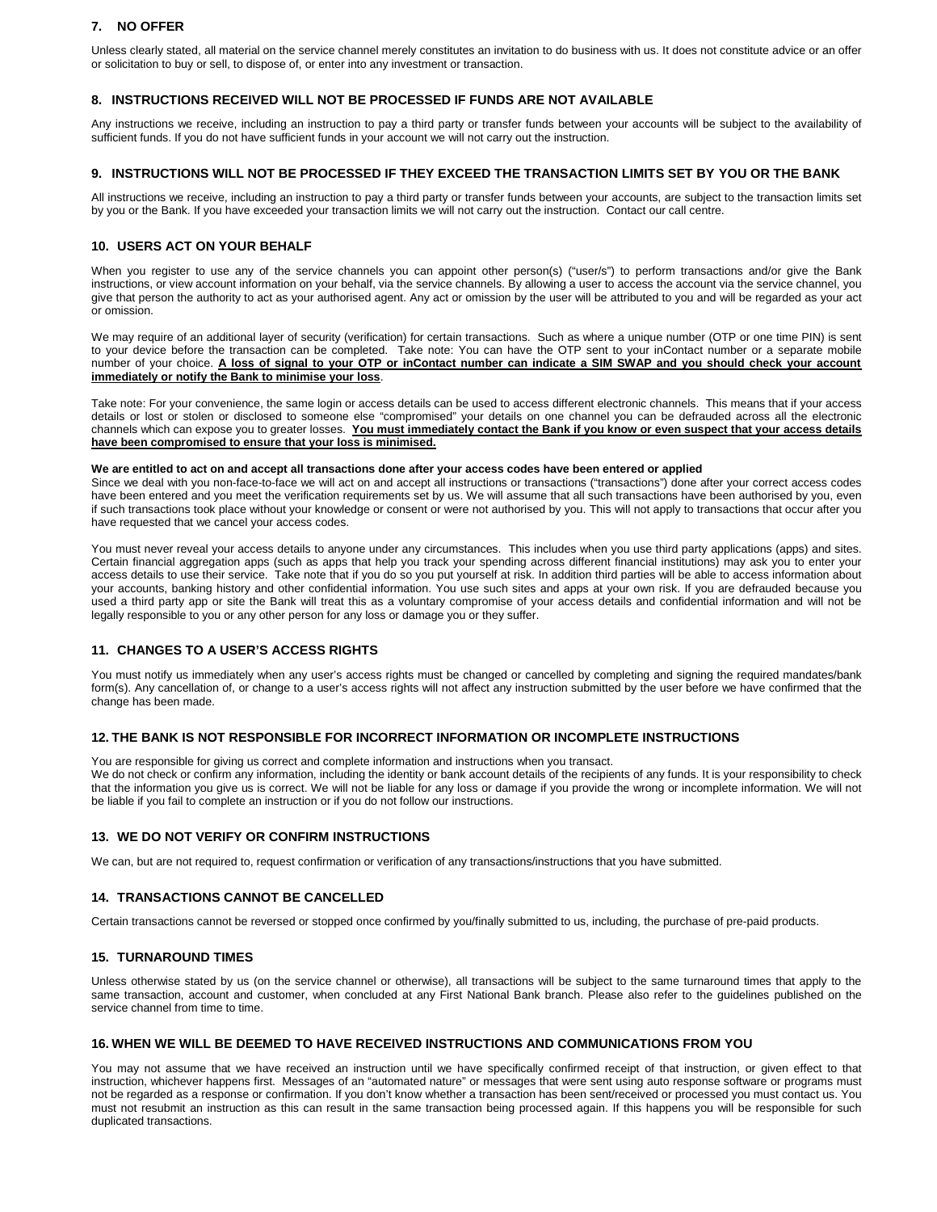## 7. NO OFFER

Unless clearly stated, all material on the service channel merely constitutes an invitation to do business with us. It does not constitute advice or an offer or solicitation to buy or sell, to dispose of, or enter into any investment or transaction.

## 8. INSTRUCTIONS RECEIVED WILL NOT BE PROCESSED IF FUNDS ARE NOT AVAILABLE

Any instructions we receive, including an instruction to pay a third party or transfer funds between your accounts will be subject to the availability of sufficient funds. If you do not have sufficient funds in your account we will not carry out the instruction.

## 9. INSTRUCTIONS WILL NOT BE PROCESSED IF THEY EXCEED THE TRANSACTION LIMITS SET BY YOU OR THE BANK

All instructions we receive, including an instruction to pay a third party or transfer funds between your accounts, are subject to the transaction limits set by you or the Bank. If you have exceeded your transaction limits we will not carry out the instruction. Contact our call centre.

## 10. USERS ACT ON YOUR BEHALF

When you register to use any of the service channels you can appoint other person(s) ("user/s") to perform transactions and/or give the Bank instructions, or view account information on your behalf, via the service channels. By allowing a user to access the account via the service channel, you give that person the authority to act as your authorised agent. Any act or omission by the user will be attributed to you and will be regarded as your act or omission.

We may require of an additional layer of security (verification) for certain transactions. Such as where a unique number (OTP or one time PIN) is sent to your device before the transaction can be completed. Take note: You can have the OTP sent to your inContact number or a separate mobile number of your choice. **A loss of signal to your OTP or inContact number can indicate a SIM SWAP and you should check your account immediately or notify the Bank to minimise your loss**.

Take note: For your convenience, the same login or access details can be used to access different electronic channels. This means that if your access details or lost or stolen or disclosed to someone else "compromised" your details on one channel you can be defrauded across all the electronic channels which can expose you to greater losses. **You must immediately contact the Bank if you know or even suspect that your access details have been compromised to ensure that your loss is minimised.**

**We are entitled to act on and accept all transactions done after your access codes have been entered or applied**
Since we deal with you non-face-to-face we will act on and accept all instructions or transactions ("transactions") done after your correct access codes have been entered and you meet the verification requirements set by us. We will assume that all such transactions have been authorised by you, even if such transactions took place without your knowledge or consent or were not authorised by you. This will not apply to transactions that occur after you have requested that we cancel your access codes.

You must never reveal your access details to anyone under any circumstances. This includes when you use third party applications (apps) and sites. Certain financial aggregation apps (such as apps that help you track your spending across different financial institutions) may ask you to enter your access details to use their service. Take note that if you do so you put yourself at risk. In addition third parties will be able to access information about your accounts, banking history and other confidential information. You use such sites and apps at your own risk. If you are defrauded because you used a third party app or site the Bank will treat this as a voluntary compromise of your access details and confidential information and will not be legally responsible to you or any other person for any loss or damage you or they suffer.

## 11. CHANGES TO A USER'S ACCESS RIGHTS

You must notify us immediately when any user's access rights must be changed or cancelled by completing and signing the required mandates/bank form(s). Any cancellation of, or change to a user's access rights will not affect any instruction submitted by the user before we have confirmed that the change has been made.

## 12. THE BANK IS NOT RESPONSIBLE FOR INCORRECT INFORMATION OR INCOMPLETE INSTRUCTIONS

You are responsible for giving us correct and complete information and instructions when you transact.
We do not check or confirm any information, including the identity or bank account details of the recipients of any funds. It is your responsibility to check that the information you give us is correct. We will not be liable for any loss or damage if you provide the wrong or incomplete information. We will not be liable if you fail to complete an instruction or if you do not follow our instructions.

## 13. WE DO NOT VERIFY OR CONFIRM INSTRUCTIONS

We can, but are not required to, request confirmation or verification of any transactions/instructions that you have submitted.

## 14. TRANSACTIONS CANNOT BE CANCELLED

Certain transactions cannot be reversed or stopped once confirmed by you/finally submitted to us, including, the purchase of pre-paid products.

## 15. TURNAROUND TIMES

Unless otherwise stated by us (on the service channel or otherwise), all transactions will be subject to the same turnaround times that apply to the same transaction, account and customer, when concluded at any First National Bank branch. Please also refer to the guidelines published on the service channel from time to time.

## 16. WHEN WE WILL BE DEEMED TO HAVE RECEIVED INSTRUCTIONS AND COMMUNICATIONS FROM YOU

You may not assume that we have received an instruction until we have specifically confirmed receipt of that instruction, or given effect to that instruction, whichever happens first. Messages of an "automated nature" or messages that were sent using auto response software or programs must not be regarded as a response or confirmation. If you don't know whether a transaction has been sent/received or processed you must contact us. You must not resubmit an instruction as this can result in the same transaction being processed again. If this happens you will be responsible for such duplicated transactions.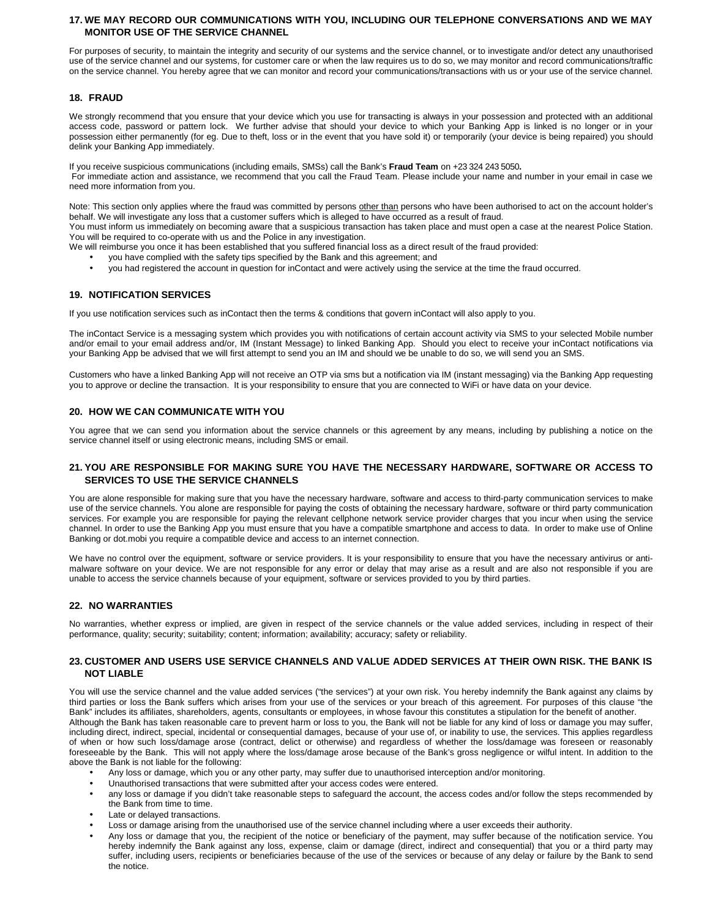## 17. WE MAY RECORD OUR COMMUNICATIONS WITH YOU, INCLUDING OUR TELEPHONE CONVERSATIONS AND WE MAY MONITOR USE OF THE SERVICE CHANNEL

For purposes of security, to maintain the integrity and security of our systems and the service channel, or to investigate and/or detect any unauthorised use of the service channel and our systems, for customer care or when the law requires us to do so, we may monitor and record communications/traffic on the service channel. You hereby agree that we can monitor and record your communications/transactions with us or your use of the service channel.

## 18. FRAUD

We strongly recommend that you ensure that your device which you use for transacting is always in your possession and protected with an additional access code, password or pattern lock. We further advise that should your device to which your Banking App is linked is no longer or in your possession either permanently (for eg. Due to theft, loss or in the event that you have sold it) or temporarily (your device is being repaired) you should delink your Banking App immediately.

If you receive suspicious communications (including emails, SMSs) call the Bank's **Fraud Team** on +23 324 243 5050**.**
For immediate action and assistance, we recommend that you call the Fraud Team. Please include your name and number in your email in case we need more information from you.

Note: This section only applies where the fraud was committed by persons other than persons who have been authorised to act on the account holder's behalf. We will investigate any loss that a customer suffers which is alleged to have occurred as a result of fraud.
You must inform us immediately on becoming aware that a suspicious transaction has taken place and must open a case at the nearest Police Station. You will be required to co-operate with us and the Police in any investigation.
We will reimburse you once it has been established that you suffered financial loss as a direct result of the fraud provided:

- you have complied with the safety tips specified by the Bank and this agreement; and
- you had registered the account in question for inContact and were actively using the service at the time the fraud occurred.

## 19. NOTIFICATION SERVICES

If you use notification services such as inContact then the terms & conditions that govern inContact will also apply to you.

The inContact Service is a messaging system which provides you with notifications of certain account activity via SMS to your selected Mobile number and/or email to your email address and/or, IM (Instant Message) to linked Banking App. Should you elect to receive your inContact notifications via your Banking App be advised that we will first attempt to send you an IM and should we be unable to do so, we will send you an SMS.

Customers who have a linked Banking App will not receive an OTP via sms but a notification via IM (instant messaging) via the Banking App requesting you to approve or decline the transaction. It is your responsibility to ensure that you are connected to WiFi or have data on your device.

## 20. HOW WE CAN COMMUNICATE WITH YOU

You agree that we can send you information about the service channels or this agreement by any means, including by publishing a notice on the service channel itself or using electronic means, including SMS or email.

## 21. YOU ARE RESPONSIBLE FOR MAKING SURE YOU HAVE THE NECESSARY HARDWARE, SOFTWARE OR ACCESS TO SERVICES TO USE THE SERVICE CHANNELS

You are alone responsible for making sure that you have the necessary hardware, software and access to third-party communication services to make use of the service channels. You alone are responsible for paying the costs of obtaining the necessary hardware, software or third party communication services. For example you are responsible for paying the relevant cellphone network service provider charges that you incur when using the service channel. In order to use the Banking App you must ensure that you have a compatible smartphone and access to data. In order to make use of Online Banking or dot.mobi you require a compatible device and access to an internet connection.

We have no control over the equipment, software or service providers. It is your responsibility to ensure that you have the necessary antivirus or anti-malware software on your device. We are not responsible for any error or delay that may arise as a result and are also not responsible if you are unable to access the service channels because of your equipment, software or services provided to you by third parties.

## 22. NO WARRANTIES

No warranties, whether express or implied, are given in respect of the service channels or the value added services, including in respect of their performance, quality; security; suitability; content; information; availability; accuracy; safety or reliability.

## 23. CUSTOMER AND USERS USE SERVICE CHANNELS AND VALUE ADDED SERVICES AT THEIR OWN RISK. THE BANK IS NOT LIABLE

You will use the service channel and the value added services ("the services") at your own risk. You hereby indemnify the Bank against any claims by third parties or loss the Bank suffers which arises from your use of the services or your breach of this agreement. For purposes of this clause "the Bank" includes its affiliates, shareholders, agents, consultants or employees, in whose favour this constitutes a stipulation for the benefit of another.
Although the Bank has taken reasonable care to prevent harm or loss to you, the Bank will not be liable for any kind of loss or damage you may suffer, including direct, indirect, special, incidental or consequential damages, because of your use of, or inability to use, the services. This applies regardless of when or how such loss/damage arose (contract, delict or otherwise) and regardless of whether the loss/damage was foreseen or reasonably foreseeable by the Bank. This will not apply where the loss/damage arose because of the Bank's gross negligence or wilful intent. In addition to the above the Bank is not liable for the following:

- Any loss or damage, which you or any other party, may suffer due to unauthorised interception and/or monitoring.
- Unauthorised transactions that were submitted after your access codes were entered.
- any loss or damage if you didn't take reasonable steps to safeguard the account, the access codes and/or follow the steps recommended by the Bank from time to time.
- Late or delayed transactions.
- Loss or damage arising from the unauthorised use of the service channel including where a user exceeds their authority.
- Any loss or damage that you, the recipient of the notice or beneficiary of the payment, may suffer because of the notification service. You hereby indemnify the Bank against any loss, expense, claim or damage (direct, indirect and consequential) that you or a third party may suffer, including users, recipients or beneficiaries because of the use of the services or because of any delay or failure by the Bank to send the notice.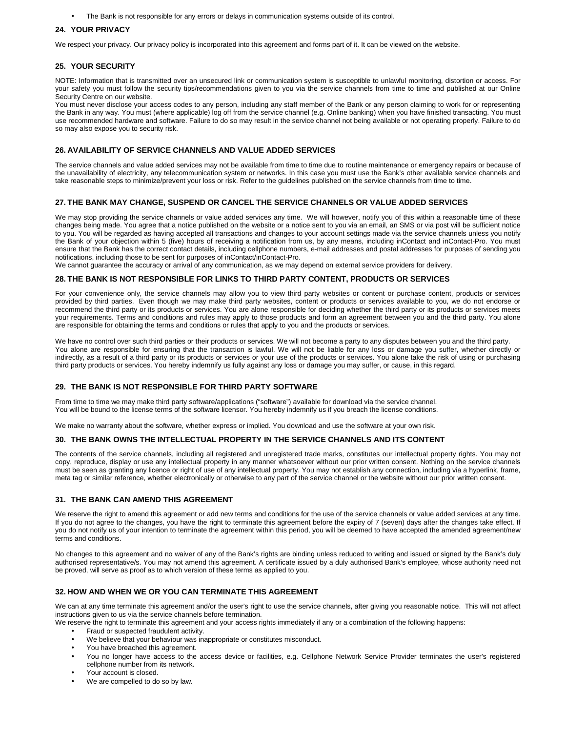- The Bank is not responsible for any errors or delays in communication systems outside of its control.

## 24. YOUR PRIVACY

We respect your privacy. Our privacy policy is incorporated into this agreement and forms part of it. It can be viewed on the website.

## 25. YOUR SECURITY

NOTE: Information that is transmitted over an unsecured link or communication system is susceptible to unlawful monitoring, distortion or access. For your safety you must follow the security tips/recommendations given to you via the service channels from time to time and published at our Online Security Centre on our website.
You must never disclose your access codes to any person, including any staff member of the Bank or any person claiming to work for or representing the Bank in any way. You must (where applicable) log off from the service channel (e.g. Online banking) when you have finished transacting. You must use recommended hardware and software. Failure to do so may result in the service channel not being available or not operating properly. Failure to do so may also expose you to security risk.

## 26. AVAILABILITY OF SERVICE CHANNELS AND VALUE ADDED SERVICES

The service channels and value added services may not be available from time to time due to routine maintenance or emergency repairs or because of the unavailability of electricity, any telecommunication system or networks. In this case you must use the Bank's other available service channels and take reasonable steps to minimize/prevent your loss or risk. Refer to the guidelines published on the service channels from time to time.

## 27. THE BANK MAY CHANGE, SUSPEND OR CANCEL THE SERVICE CHANNELS OR VALUE ADDED SERVICES

We may stop providing the service channels or value added services any time. We will however, notify you of this within a reasonable time of these changes being made. You agree that a notice published on the website or a notice sent to you via an email, an SMS or via post will be sufficient notice to you. You will be regarded as having accepted all transactions and changes to your account settings made via the service channels unless you notify the Bank of your objection within 5 (five) hours of receiving a notification from us, by any means, including inContact and inContact-Pro. You must ensure that the Bank has the correct contact details, including cellphone numbers, e-mail addresses and postal addresses for purposes of sending you notifications, including those to be sent for purposes of inContact/inContact-Pro.
We cannot guarantee the accuracy or arrival of any communication, as we may depend on external service providers for delivery.

## 28. THE BANK IS NOT RESPONSIBLE FOR LINKS TO THIRD PARTY CONTENT, PRODUCTS OR SERVICES

For your convenience only, the service channels may allow you to view third party websites or content or purchase content, products or services provided by third parties. Even though we may make third party websites, content or products or services available to you, we do not endorse or recommend the third party or its products or services. You are alone responsible for deciding whether the third party or its products or services meets your requirements. Terms and conditions and rules may apply to those products and form an agreement between you and the third party. You alone are responsible for obtaining the terms and conditions or rules that apply to you and the products or services.

We have no control over such third parties or their products or services. We will not become a party to any disputes between you and the third party.
You alone are responsible for ensuring that the transaction is lawful. We will not be liable for any loss or damage you suffer, whether directly or indirectly, as a result of a third party or its products or services or your use of the products or services. You alone take the risk of using or purchasing third party products or services. You hereby indemnify us fully against any loss or damage you may suffer, or cause, in this regard.

## 29. THE BANK IS NOT RESPONSIBLE FOR THIRD PARTY SOFTWARE

From time to time we may make third party software/applications ("software") available for download via the service channel.
You will be bound to the license terms of the software licensor. You hereby indemnify us if you breach the license conditions.

We make no warranty about the software, whether express or implied. You download and use the software at your own risk.

## 30. THE BANK OWNS THE INTELLECTUAL PROPERTY IN THE SERVICE CHANNELS AND ITS CONTENT

The contents of the service channels, including all registered and unregistered trade marks, constitutes our intellectual property rights. You may not copy, reproduce, display or use any intellectual property in any manner whatsoever without our prior written consent. Nothing on the service channels must be seen as granting any licence or right of use of any intellectual property. You may not establish any connection, including via a hyperlink, frame, meta tag or similar reference, whether electronically or otherwise to any part of the service channel or the website without our prior written consent.

## 31. THE BANK CAN AMEND THIS AGREEMENT

We reserve the right to amend this agreement or add new terms and conditions for the use of the service channels or value added services at any time. If you do not agree to the changes, you have the right to terminate this agreement before the expiry of 7 (seven) days after the changes take effect. If you do not notify us of your intention to terminate the agreement within this period, you will be deemed to have accepted the amended agreement/new terms and conditions.

No changes to this agreement and no waiver of any of the Bank's rights are binding unless reduced to writing and issued or signed by the Bank's duly authorised representative/s. You may not amend this agreement. A certificate issued by a duly authorised Bank's employee, whose authority need not be proved, will serve as proof as to which version of these terms as applied to you.

## 32. HOW AND WHEN WE OR YOU CAN TERMINATE THIS AGREEMENT

We can at any time terminate this agreement and/or the user's right to use the service channels, after giving you reasonable notice. This will not affect instructions given to us via the service channels before termination.
We reserve the right to terminate this agreement and your access rights immediately if any or a combination of the following happens:

- Fraud or suspected fraudulent activity.
- We believe that your behaviour was inappropriate or constitutes misconduct.
- You have breached this agreement.
- You no longer have access to the access device or facilities, e.g. Cellphone Network Service Provider terminates the user's registered cellphone number from its network.
- Your account is closed.
- We are compelled to do so by law.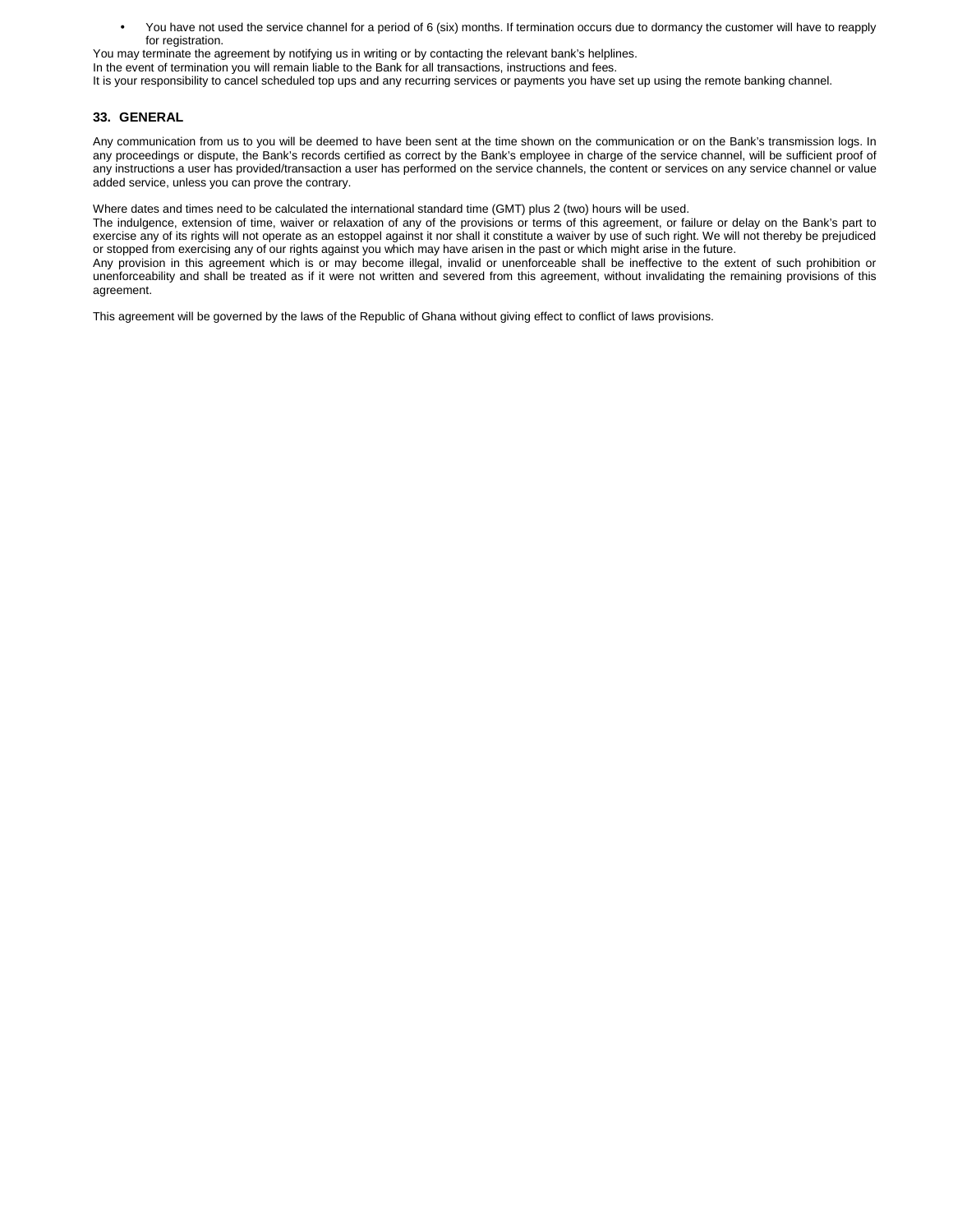- You have not used the service channel for a period of 6 (six) months. If termination occurs due to dormancy the customer will have to reapply for registration.

You may terminate the agreement by notifying us in writing or by contacting the relevant bank's helplines.

In the event of termination you will remain liable to the Bank for all transactions, instructions and fees.

It is your responsibility to cancel scheduled top ups and any recurring services or payments you have set up using the remote banking channel.

## 33. GENERAL

Any communication from us to you will be deemed to have been sent at the time shown on the communication or on the Bank's transmission logs. In any proceedings or dispute, the Bank's records certified as correct by the Bank's employee in charge of the service channel, will be sufficient proof of any instructions a user has provided/transaction a user has performed on the service channels, the content or services on any service channel or value added service, unless you can prove the contrary.

Where dates and times need to be calculated the international standard time (GMT) plus 2 (two) hours will be used.

The indulgence, extension of time, waiver or relaxation of any of the provisions or terms of this agreement, or failure or delay on the Bank's part to exercise any of its rights will not operate as an estoppel against it nor shall it constitute a waiver by use of such right. We will not thereby be prejudiced or stopped from exercising any of our rights against you which may have arisen in the past or which might arise in the future.

Any provision in this agreement which is or may become illegal, invalid or unenforceable shall be ineffective to the extent of such prohibition or unenforceability and shall be treated as if it were not written and severed from this agreement, without invalidating the remaining provisions of this agreement.

This agreement will be governed by the laws of the Republic of Ghana without giving effect to conflict of laws provisions.